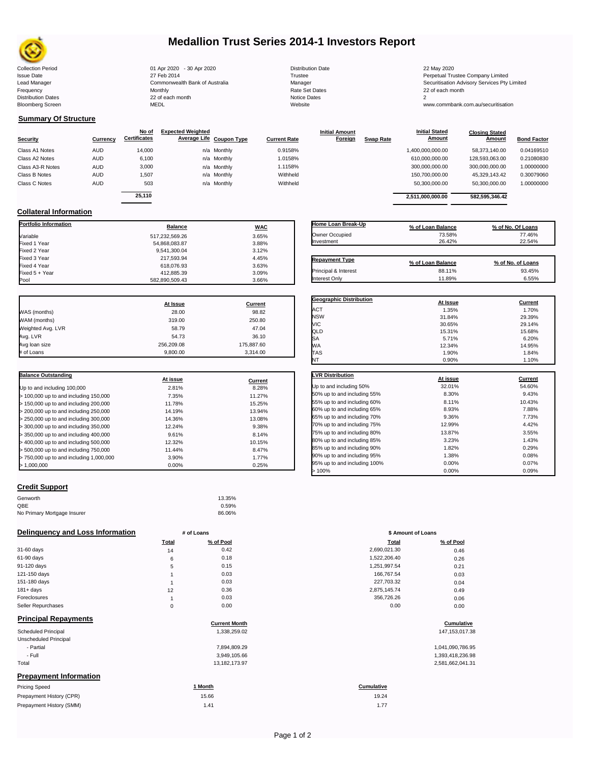# Medallion Trust Series 2014-1 Investors Report

| | | | |
|---|---|---|---|
| Collection Period | 01 Apr 2020 - 30 Apr 2020 | Distribution Date | 22 May 2020 |
| Issue Date | 27 Feb 2014 | Trustee | Perpetual Trustee Company Limited |
| Lead Manager | Commonwealth Bank of Australia | Manager | Securitisation Advisory Services Pty Limited |
| Frequency | Monthly | Rate Set Dates | 22 of each month |
| Distribution Dates | 22 of each month | Notice Dates | 2 |
| Bloomberg Screen | MEDL | Website | www.commbank.com.au/securitisation |

## Summary Of Structure

| Security | Currency | No of Certificates | Expected Weighted Average Life | Coupon Type | Current Rate | Initial Amount Foreign | Swap Rate | Initial Stated Amount | Closing Stated Amount | Bond Factor |
|---|---|---|---|---|---|---|---|---|---|---|
| Class A1 Notes | AUD | 14,000 | n/a | Monthly | 0.9158% | | | 1,400,000,000.00 | 58,373,140.00 | 0.04169510 |
| Class A2 Notes | AUD | 6,100 | n/a | Monthly | 1.0158% | | | 610,000,000.00 | 128,593,063.00 | 0.21080830 |
| Class A3-R Notes | AUD | 3,000 | n/a | Monthly | 1.1158% | | | 300,000,000.00 | 300,000,000.00 | 1.00000000 |
| Class B Notes | AUD | 1,507 | n/a | Monthly | Withheld | | | 150,700,000.00 | 45,329,143.42 | 0.30079060 |
| Class C Notes | AUD | 503 | n/a | Monthly | Withheld | | | 50,300,000.00 | 50,300,000.00 | 1.00000000 |
| | | 25,110 | | | | | | 2,511,000,000.00 | 582,595,346.42 | |

## Collateral Information

| Portfolio Information | Balance | WAC |
|---|---|---|
| Variable | 517,232,569.26 | 3.65% |
| Fixed 1 Year | 54,868,083.87 | 3.88% |
| Fixed 2 Year | 9,541,300.04 | 3.12% |
| Fixed 3 Year | 217,593.94 | 4.45% |
| Fixed 4 Year | 618,076.93 | 3.63% |
| Fixed 5 + Year | 412,885.39 | 3.09% |
| Pool | 582,890,509.43 | 3.66% |

| Home Loan Break-Up | % of Loan Balance | % of No. Of Loans |
|---|---|---|
| Owner Occupied | 73.58% | 77.46% |
| Investment | 26.42% | 22.54% |

| Repayment Type | % of Loan Balance | % of No. of Loans |
|---|---|---|
| Principal & Interest | 88.11% | 93.45% |
| Interest Only | 11.89% | 6.55% |

| | At Issue | Current |
|---|---|---|
| WAS (months) | 28.00 | 98.82 |
| WAM (months) | 319.00 | 250.80 |
| Weighted Avg. LVR | 58.79 | 47.04 |
| Avg. LVR | 54.73 | 36.10 |
| Avg loan size | 256,209.08 | 175,887.60 |
| # of Loans | 9,800.00 | 3,314.00 |

| Geographic Distribution | At Issue | Current |
|---|---|---|
| ACT | 1.35% | 1.70% |
| NSW | 31.84% | 29.39% |
| VIC | 30.65% | 29.14% |
| QLD | 15.31% | 15.68% |
| SA | 5.71% | 6.20% |
| WA | 12.34% | 14.95% |
| TAS | 1.90% | 1.84% |
| NT | 0.90% | 1.10% |

| Balance Outstanding | At issue | Current |
|---|---|---|
| Up to and including 100,000 | 2.81% | 8.28% |
| > 100,000 up to and including 150,000 | 7.35% | 11.27% |
| > 150,000 up to and including 200,000 | 11.78% | 15.25% |
| > 200,000 up to and including 250,000 | 14.19% | 13.94% |
| > 250,000 up to and including 300,000 | 14.36% | 13.08% |
| > 300,000 up to and including 350,000 | 12.24% | 9.38% |
| > 350,000 up to and including 400,000 | 9.61% | 8.14% |
| > 400,000 up to and including 500,000 | 12.32% | 10.15% |
| > 500,000 up to and including 750,000 | 11.44% | 8.47% |
| > 750,000 up to and including 1,000,000 | 3.90% | 1.77% |
| > 1,000,000 | 0.00% | 0.25% |

| LVR Distribution | At issue | Current |
|---|---|---|
| Up to and including 50% | 32.01% | 54.60% |
| 50% up to and including 55% | 8.30% | 9.43% |
| 55% up to and including 60% | 8.11% | 10.43% |
| 60% up to and including 65% | 8.93% | 7.88% |
| 65% up to and including 70% | 9.36% | 7.73% |
| 70% up to and including 75% | 12.99% | 4.42% |
| 75% up to and including 80% | 13.87% | 3.55% |
| 80% up to and including 85% | 3.23% | 1.43% |
| 85% up to and including 90% | 1.82% | 0.29% |
| 90% up to and including 95% | 1.38% | 0.08% |
| 95% up to and including 100% | 0.00% | 0.07% |
| > 100% | 0.00% | 0.09% |

## Credit Support

| | |
|---|---|
| Genworth | 13.35% |
| QBE | 0.59% |
| No Primary Mortgage Insurer | 86.06% |

## Delinquency and Loss Information

| | # of Loans Total | # of Loans % of Pool | $ Amount of Loans Total | $ Amount of Loans % of Pool |
|---|---|---|---|---|
| 31-60 days | 14 | 0.42 | 2,690,021.30 | 0.46 |
| 61-90 days | 6 | 0.18 | 1,522,206.40 | 0.26 |
| 91-120 days | 5 | 0.15 | 1,251,997.54 | 0.21 |
| 121-150 days | 1 | 0.03 | 166,767.54 | 0.03 |
| 151-180 days | 1 | 0.03 | 227,703.32 | 0.04 |
| 181+ days | 12 | 0.36 | 2,875,145.74 | 0.49 |
| Foreclosures | 1 | 0.03 | 356,726.26 | 0.06 |
| Seller Repurchases | 0 | 0.00 | 0.00 | 0.00 |

## Principal Repayments

| | Current Month | Cumulative |
|---|---|---|
| Scheduled Principal | 1,338,259.02 | 147,153,017.38 |
| Unscheduled Principal | | |
| - Partial | 7,894,809.29 | 1,041,090,786.95 |
| - Full | 3,949,105.66 | 1,393,418,236.98 |
| Total | 13,182,173.97 | 2,581,662,041.31 |

## Prepayment Information

| Pricing Speed | 1 Month | Cumulative |
|---|---|---|
| Prepayment History (CPR) | 15.66 | 19.24 |
| Prepayment History (SMM) | 1.41 | 1.77 |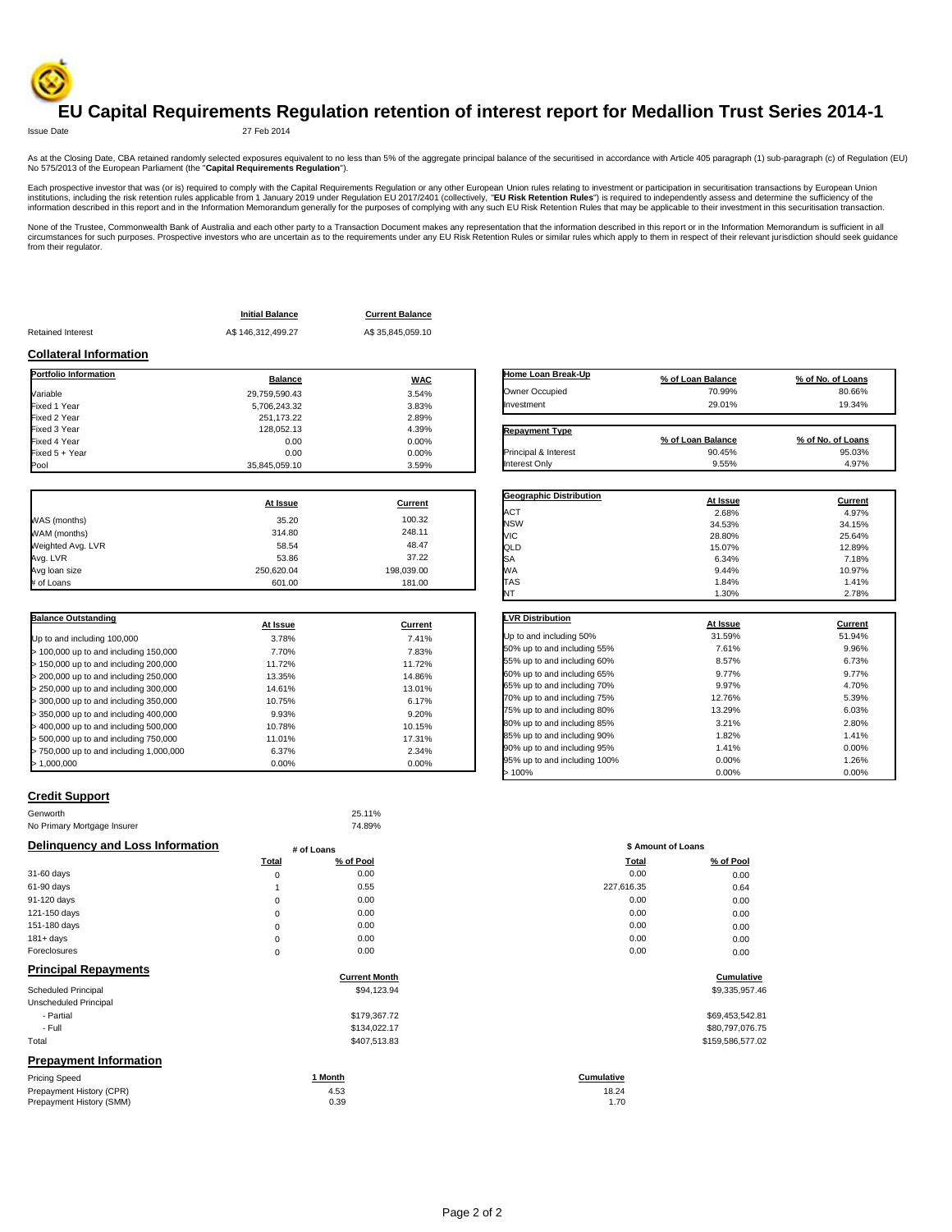# EU Capital Requirements Regulation retention of interest report for Medallion Trust Series 2014-1

Issue Date 27 Feb 2014

As at the Closing Date, CBA retained randomly selected exposures equivalent to no less than 5% of the aggregate principal balance of the securitised in accordance with Article 405 paragraph (1) sub-paragraph (c) of Regulation (EU) No 575/2013 of the European Parliament (the "**Capital Requirements Regulation**").

Each prospective investor that was (or is) required to comply with the Capital Requirements Regulation or any other European Union rules relating to investment or participation in securitisation transactions by European Union institutions, including the risk retention rules applicable from 1 January 2019 under Regulation EU 2017/2401 (collectively, "**EU Risk Retention Rules**") is required to independently assess and determine the sufficiency of the information described in this report and in the Information Memorandum generally for the purposes of complying with any such EU Risk Retention Rules that may be applicable to their investment in this securitisation transaction.

None of the Trustee, Commonwealth Bank of Australia and each other party to a Transaction Document makes any representation that the information described in this report or in the Information Memorandum is sufficient in all circumstances for such purposes. Prospective investors who are uncertain as to the requirements under any EU Risk Retention Rules or similar rules which apply to them in respect of their relevant jurisdiction should seek guidance from their regulator.

| | Initial Balance | Current Balance |
|---|---|---|
| Retained Interest | A$ 146,312,499.27 | A$ 35,845,059.10 |

## Collateral Information

| Portfolio Information | Balance | WAC |
|---|---|---|
| Variable | 29,759,590.43 | 3.54% |
| Fixed 1 Year | 5,706,243.32 | 3.83% |
| Fixed 2 Year | 251,173.22 | 2.89% |
| Fixed 3 Year | 128,052.13 | 4.39% |
| Fixed 4 Year | 0.00 | 0.00% |
| Fixed 5 + Year | 0.00 | 0.00% |
| Pool | 35,845,059.10 | 3.59% |

| Home Loan Break-Up | % of Loan Balance | % of No. of Loans |
|---|---|---|
| Owner Occupied | 70.99% | 80.66% |
| Investment | 29.01% | 19.34% |

| Repayment Type | % of Loan Balance | % of No. of Loans |
|---|---|---|
| Principal & Interest | 90.45% | 95.03% |
| Interest Only | 9.55% | 4.97% |

| | At Issue | Current |
|---|---|---|
| WAS (months) | 35.20 | 100.32 |
| WAM (months) | 314.80 | 248.11 |
| Weighted Avg. LVR | 58.54 | 48.47 |
| Avg. LVR | 53.86 | 37.22 |
| Avg loan size | 250,620.04 | 198,039.00 |
| # of Loans | 601.00 | 181.00 |

| Geographic Distribution | At Issue | Current |
|---|---|---|
| ACT | 2.68% | 4.97% |
| NSW | 34.53% | 34.15% |
| VIC | 28.80% | 25.64% |
| QLD | 15.07% | 12.89% |
| SA | 6.34% | 7.18% |
| WA | 9.44% | 10.97% |
| TAS | 1.84% | 1.41% |
| NT | 1.30% | 2.78% |

| Balance Outstanding | At Issue | Current |
|---|---|---|
| Up to and including 100,000 | 3.78% | 7.41% |
| > 100,000 up to and including 150,000 | 7.70% | 7.83% |
| > 150,000 up to and including 200,000 | 11.72% | 11.72% |
| > 200,000 up to and including 250,000 | 13.35% | 14.86% |
| > 250,000 up to and including 300,000 | 14.61% | 13.01% |
| > 300,000 up to and including 350,000 | 10.75% | 6.17% |
| > 350,000 up to and including 400,000 | 9.93% | 9.20% |
| > 400,000 up to and including 500,000 | 10.78% | 10.15% |
| > 500,000 up to and including 750,000 | 11.01% | 17.31% |
| > 750,000 up to and including 1,000,000 | 6.37% | 2.34% |
| > 1,000,000 | 0.00% | 0.00% |

| LVR Distribution | At Issue | Current |
|---|---|---|
| Up to and including 50% | 31.59% | 51.94% |
| 50% up to and including 55% | 7.61% | 9.96% |
| 55% up to and including 60% | 8.57% | 6.73% |
| 60% up to and including 65% | 9.77% | 9.77% |
| 65% up to and including 70% | 9.97% | 4.70% |
| 70% up to and including 75% | 12.76% | 5.39% |
| 75% up to and including 80% | 13.29% | 6.03% |
| 80% up to and including 85% | 3.21% | 2.80% |
| 85% up to and including 90% | 1.82% | 1.41% |
| 90% up to and including 95% | 1.41% | 0.00% |
| 95% up to and including 100% | 0.00% | 1.26% |
| > 100% | 0.00% | 0.00% |

## Credit Support

| | |
|---|---|
| Genworth | 25.11% |
| No Primary Mortgage Insurer | 74.89% |

## Delinquency and Loss Information

| | # of Loans | | $ Amount of Loans | |
|---|---|---|---|---|
| | Total | % of Pool | Total | % of Pool |
| 31-60 days | 0 | 0.00 | 0.00 | 0.00 |
| 61-90 days | 1 | 0.55 | 227,616.35 | 0.64 |
| 91-120 days | 0 | 0.00 | 0.00 | 0.00 |
| 121-150 days | 0 | 0.00 | 0.00 | 0.00 |
| 151-180 days | 0 | 0.00 | 0.00 | 0.00 |
| 181+ days | 0 | 0.00 | 0.00 | 0.00 |
| Foreclosures | 0 | 0.00 | 0.00 | 0.00 |

## Principal Repayments

| | Current Month | Cumulative |
|---|---|---|
| Scheduled Principal | $94,123.94 | $9,335,957.46 |
| Unscheduled Principal | | |
| - Partial | $179,367.72 | $69,453,542.81 |
| - Full | $134,022.17 | $80,797,076.75 |
| Total | $407,513.83 | $159,586,577.02 |

## Prepayment Information

| Pricing Speed | 1 Month | Cumulative |
|---|---|---|
| Prepayment History (CPR) | 4.53 | 18.24 |
| Prepayment History (SMM) | 0.39 | 1.70 |